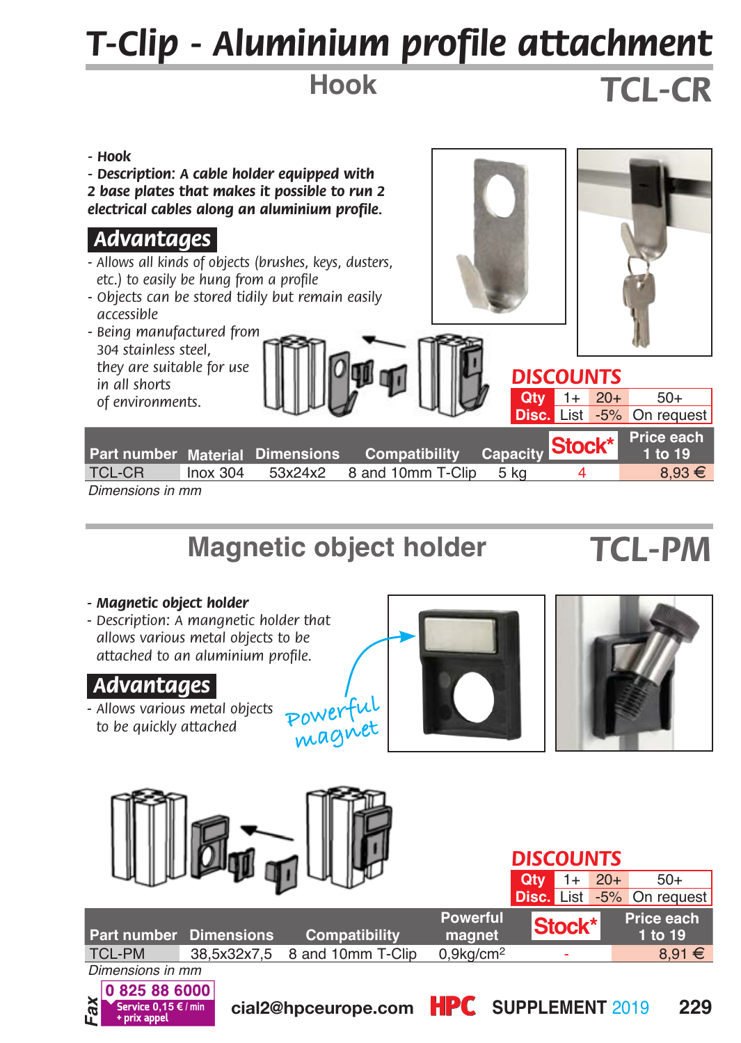# T-Clip - Aluminium profile attachment

## Hook — TCL-CR

- **Hook**
- **Description: A cable holder equipped with 2 base plates that makes it possible to run 2 electrical cables along an aluminium profile.**

### Advantages

- Allows all kinds of objects (brushes, keys, dusters, etc.) to easily be hung from a profile
- Objects can be stored tidily but remain easily accessible
- Being manufactured from 304 stainless steel, they are suitable for use in all shorts of environments.

**DISCOUNTS**

| Qty | 1+ | 20+ | 50+ |
|---|---|---|---|
| Disc. | List | -5% | On request |

| Part number | Material | Dimensions | Compatibility | Capacity | Stock* | Price each 1 to 19 |
|---|---|---|---|---|---|---|
| TCL-CR | Inox 304 | 53x24x2 | 8 and 10mm T-Clip | 5 kg | 4 | 8,93 € |

*Dimensions in mm*

## Magnetic object holder — TCL-PM

- **Magnetic object holder**
- Description: A mangnetic holder that allows various metal objects to be attached to an aluminium profile.

### Advantages

- Allows various metal objects to be quickly attached

Powerful magnet

**DISCOUNTS**

| Qty | 1+ | 20+ | 50+ |
|---|---|---|---|
| Disc. | List | -5% | On request |

| Part number | Dimensions | Compatibility | Powerful magnet | Stock* | Price each 1 to 19 |
|---|---|---|---|---|---|
| TCL-PM | 38,5x32x7,5 | 8 and 10mm T-Clip | 0,9kg/cm² | - | 8,91 € |

*Dimensions in mm*

Fax 0 825 88 6000 Service 0,15 € / min + prix appel

cial2@hpceurope.com HPC SUPPLEMENT 2019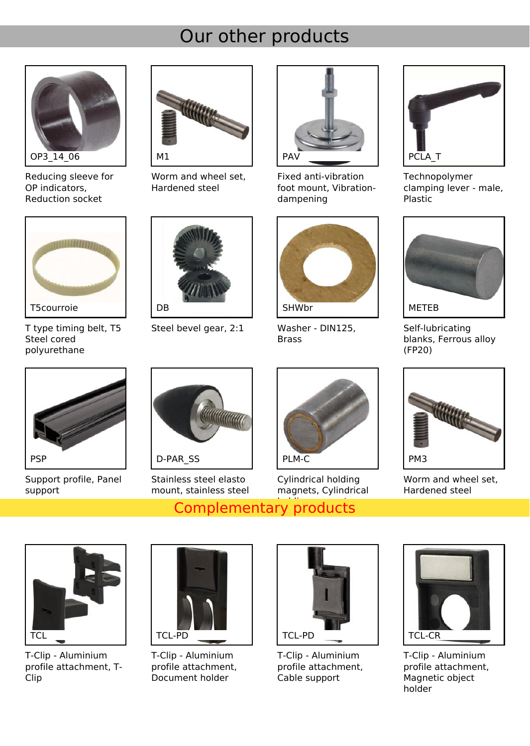# Our other products

OP3_14_06

Reducing sleeve for OP indicators, Reduction socket

M1

Worm and wheel set, Hardened steel

PAV

Fixed anti-vibration foot mount, Vibration-dampening

PCLA_T

Technopolymer clamping lever - male, Plastic

T5courroie

T type timing belt, T5 Steel cored polyurethane

DB

Steel bevel gear, 2:1

SHWbr

Washer - DIN125, Brass

METEB

Self-lubricating blanks, Ferrous alloy (FP20)

PSP

Support profile, Panel support

D-PAR_SS

Stainless steel elasto mount, stainless steel

PLM-C

Cylindrical holding magnets, Cylindrical

PM3

Worm and wheel set, Hardened steel

# Complementary products

TCL

T-Clip - Aluminium profile attachment, T-Clip

TCL-PD

T-Clip - Aluminium profile attachment, Document holder

TCL-PD

T-Clip - Aluminium profile attachment, Cable support

TCL-CR

T-Clip - Aluminium profile attachment, Magnetic object holder